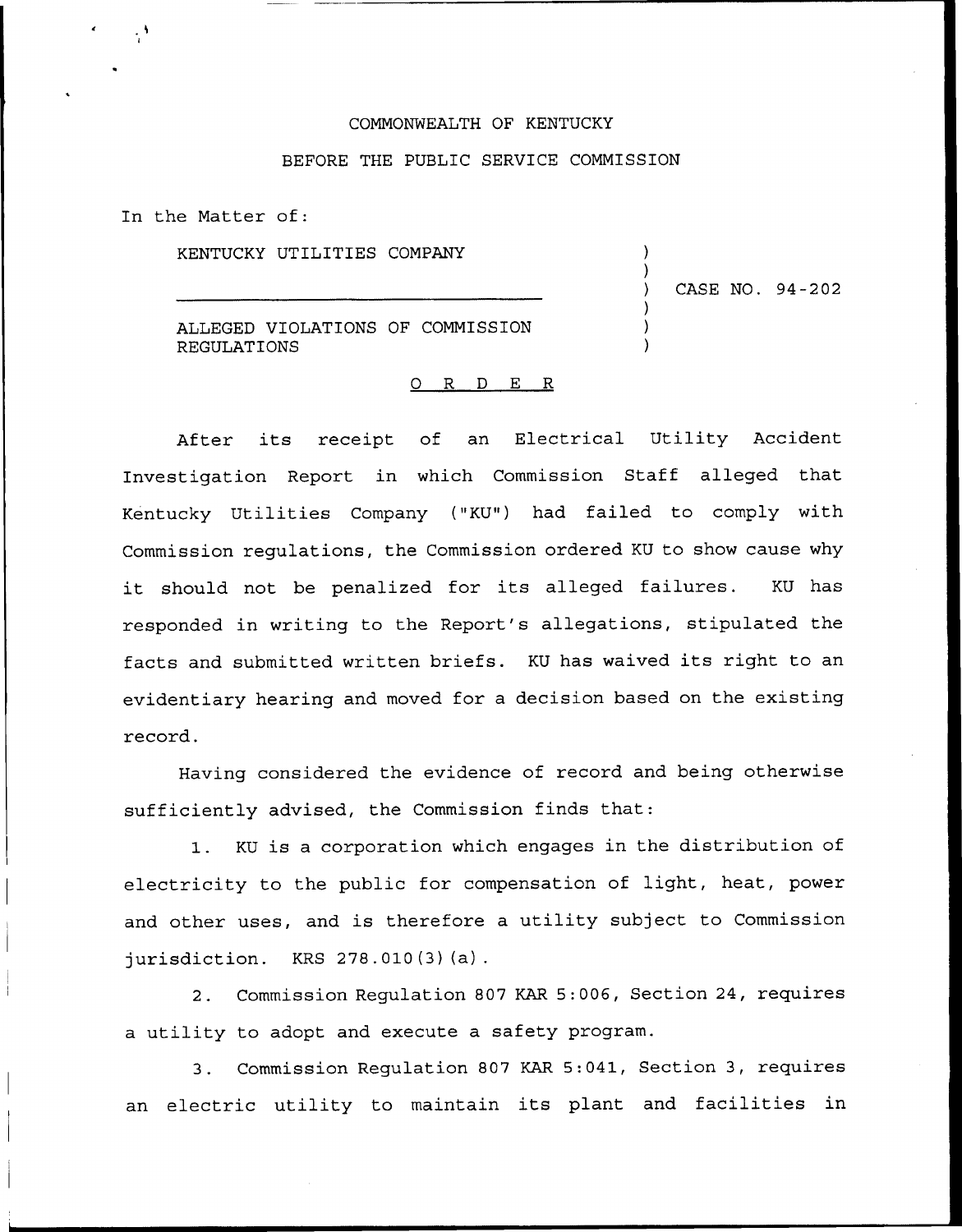COMMONWEALTH OF KENTUCKY

BEFORE THE PUBLIC SERVICE COMMISSION

In the Matter of:

KENTUCKY UTILITIES COMPANY

ALLEGED VIOLATIONS OF COMMISSION REGULATIONS

CASE NO. 94-202

O R D E R

After its receipt of an Electrical Utility Accident Investigation Report in which Commission Staff alleged that Kentucky Utilities Company ("KU") had failed to comply with Commission regulations, the Commission ordered KU to show cause why it should not be penalized for its alleged failures. KU has responded in writing to the Report's allegations, stipulated the facts and submitted written briefs. KU has waived its right to an evidentiary hearing and moved for a decision based on the existing record.

Having considered the evidence of record and being otherwise sufficiently advised, the Commission finds that:

1. KU is a corporation which engages in the distribution of electricity to the public for compensation of light, heat, power and other uses, and is therefore a utility subject to Commission jurisdiction. KRS 278.010(3)(a).

2. Commission Regulation 807 KAR 5:006, Section 24, requires a utility to adopt and execute a safety program.

3. Commission Regulation 807 KAR 5:041, Section 3, requires an electric utility to maintain its plant and facilities in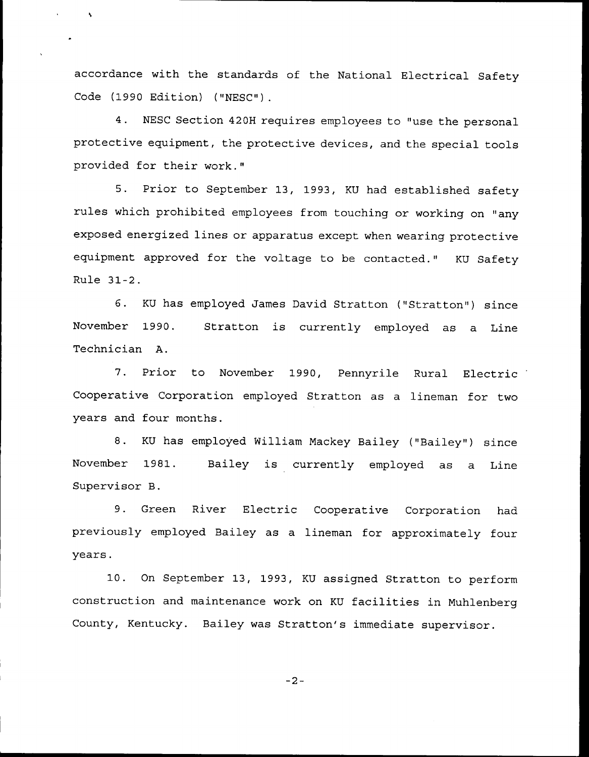accordance with the standards of the National Electrical Safety Code (1990 Edition) ("NESC").

4. NESC Section 420H requires employees to "use the personal protective equipment, the protective devices, and the special tools provided for their work."

5. Prior to September 13, 1993, KU had established safety rules which prohibited employees from touching or working on "any exposed energized lines or apparatus except when wearing protective equipment approved for the voltage to be contacted." KU Safety Rule 31-2.

6. KU has employed James David Stratton ("Stratton") since November 1990. Stratton is currently employed as a Line Technician A.

7. Prior to November 1990, Pennyrile Rural Electric Cooperative Corporation employed Stratton as a lineman for two years and four months.

8. KU has employed William Mackey Bailey ("Bailey") since November 1981. Bailey is currently employed as a Line Supervisor B.

9. Green River Electric Cooperative Corporation had previously employed Bailey as a lineman for approximately four years.

10. On September 13, 1993, KU assigned Stratton to perform construction and maintenance work on KU facilities in Muhlenberg County, Kentucky. Bailey was Stratton's immediate supervisor.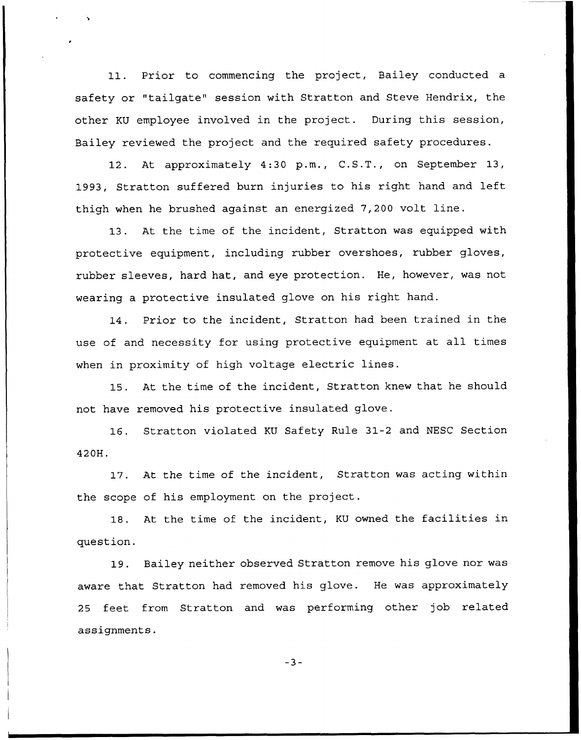11. Prior to commencing the project, Bailey conducted a safety or "tailgate" session with Stratton and Steve Hendrix, the other KU employee involved in the project. During this session, Bailey reviewed the project and the required safety procedures.

12. At approximately 4:30 p.m., C.S.T., on September 13, 1993, Stratton suffered burn injuries to his right hand and left thigh when he brushed against an energized 7,200 volt line.

13. At the time of the incident, Stratton was equipped with protective equipment, including rubber overshoes, rubber gloves, rubber sleeves, hard hat, and eye protection. He, however, was not wearing a protective insulated glove on his right hand.

14. Prior to the incident, Stratton had been trained in the use of and necessity for using protective equipment at all times when in proximity of high voltage electric lines.

15. At the time of the incident, Stratton knew that he should not have removed his protective insulated glove.

16. Stratton violated KU Safety Rule 31-2 and NESC Section 420H.

17. At the time of the incident, Stratton was acting within the scope of his employment on the project.

18. At the time of the incident, KU owned the facilities in question.

19. Bailey neither observed Stratton remove his glove nor was aware that Stratton had removed his glove. He was approximately 25 feet from Stratton and was performing other job related assignments.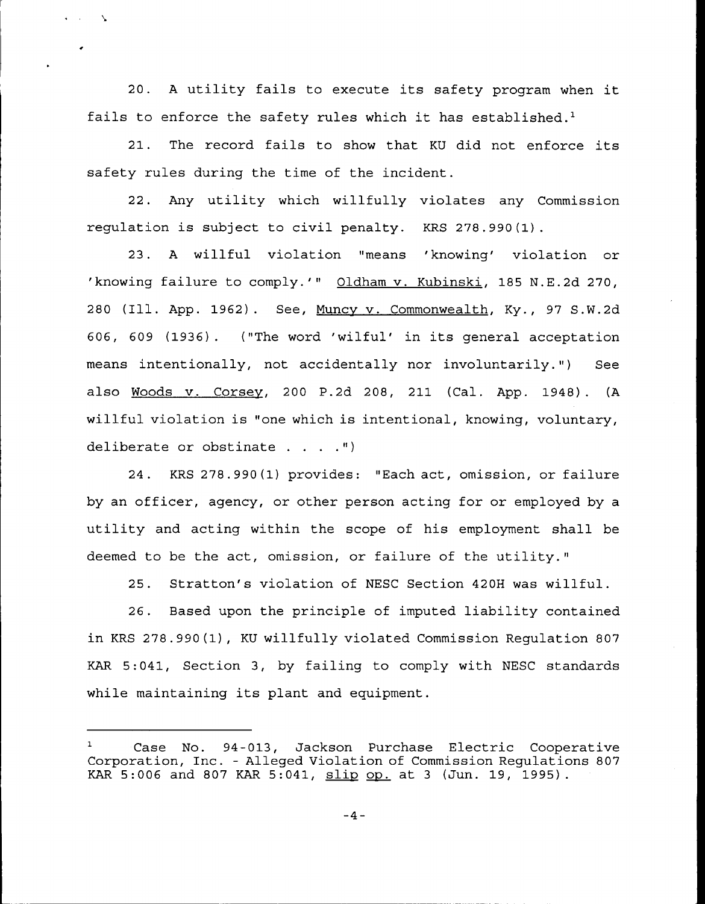20. A utility fails to execute its safety program when it fails to enforce the safety rules which it has established.[1]

21. The record fails to show that KU did not enforce its safety rules during the time of the incident.

22. Any utility which willfully violates any Commission regulation is subject to civil penalty. KRS 278.990(1).

23. A willful violation "means 'knowing' violation or 'knowing failure to comply.'" Oldham v. Kubinski, 185 N.E.2d 270, 280 (Ill. App. 1962). See, Muncy v. Commonwealth, Ky., 97 S.W.2d 606, 609 (1936). ("The word 'wilful' in its general acceptation means intentionally, not accidentally nor involuntarily.") See also Woods v. Corsey, 200 P.2d 208, 211 (Cal. App. 1948). (A willful violation is "one which is intentional, knowing, voluntary, deliberate or obstinate . . . .")

24. KRS 278.990(1) provides: "Each act, omission, or failure by an officer, agency, or other person acting for or employed by a utility and acting within the scope of his employment shall be deemed to be the act, omission, or failure of the utility."

25. Stratton's violation of NESC Section 420H was willful.

26. Based upon the principle of imputed liability contained in KRS 278.990(1), KU willfully violated Commission Regulation 807 KAR 5:041, Section 3, by failing to comply with NESC standards while maintaining its plant and equipment.

---

[1] Case No. 94-013, Jackson Purchase Electric Cooperative Corporation, Inc. - Alleged Violation of Commission Regulations 807 KAR 5:006 and 807 KAR 5:041, slip op. at 3 (Jun. 19, 1995).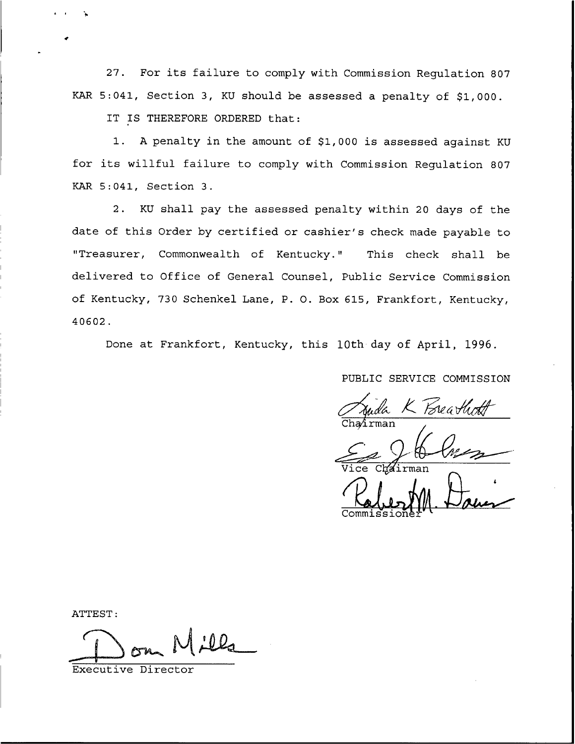27. For its failure to comply with Commission Regulation 807 KAR 5:041, Section 3, KU should be assessed a penalty of $1,000.

IT IS THEREFORE ORDERED that:

1. A penalty in the amount of $1,000 is assessed against KU for its willful failure to comply with Commission Regulation 807 KAR 5:041, Section 3.

2. KU shall pay the assessed penalty within 20 days of the date of this Order by certified or cashier's check made payable to "Treasurer, Commonwealth of Kentucky." This check shall be delivered to Office of General Counsel, Public Service Commission of Kentucky, 730 Schenkel Lane, P. O. Box 615, Frankfort, Kentucky, 40602.

Done at Frankfort, Kentucky, this 10th day of April, 1996.

PUBLIC SERVICE COMMISSION

Chairman

Vice Chairman

Commissioner

ATTEST:

Executive Director